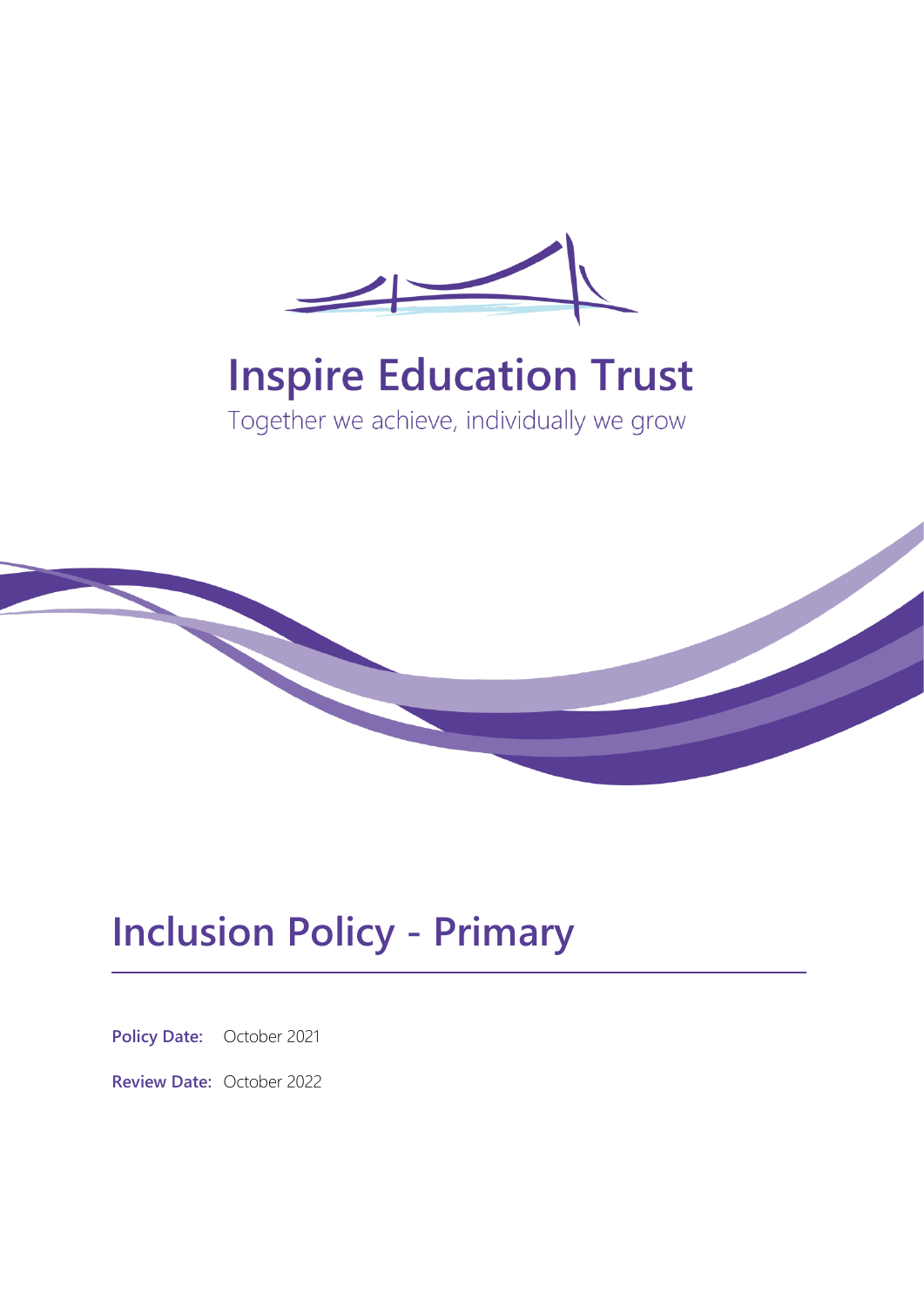# Inspire Education Trust

Together we achieve, individually we grow

# Inclusion Policy - Primary

**Policy Date:** October 2021

**Review Date:** October 2022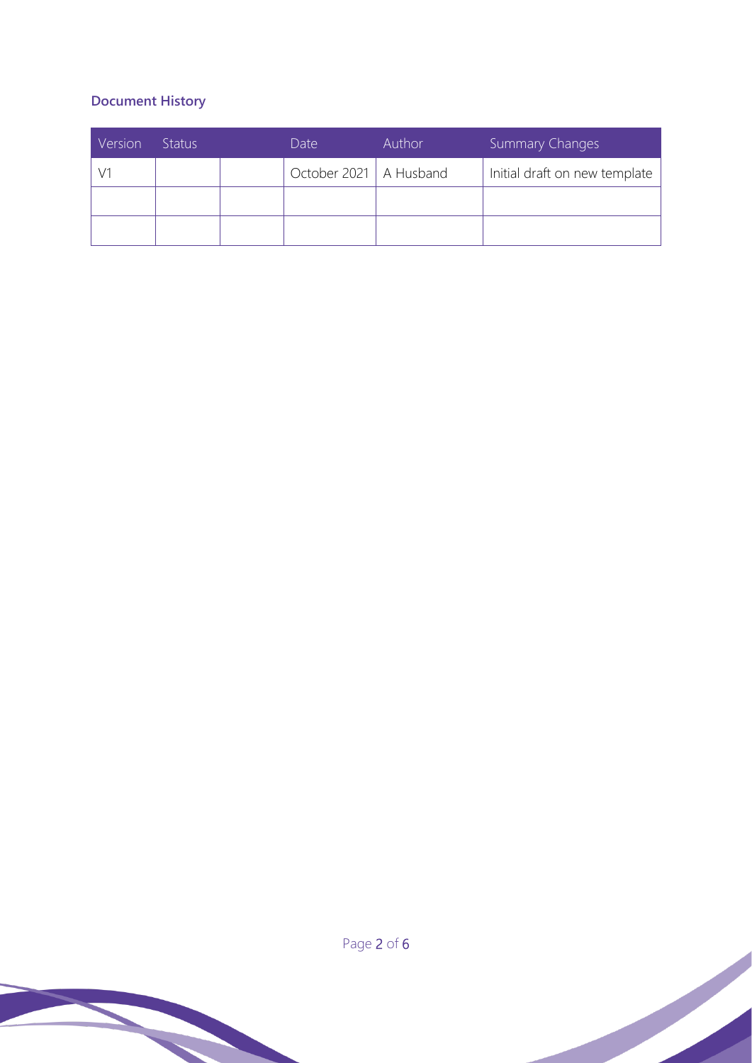### Document History

| Version | Status | | Date | Author | Summary Changes |
| --- | --- | --- | --- | --- | --- |
| V1 | | | October 2021 | A Husband | Initial draft on new template |
| | | | | | |
| | | | | | |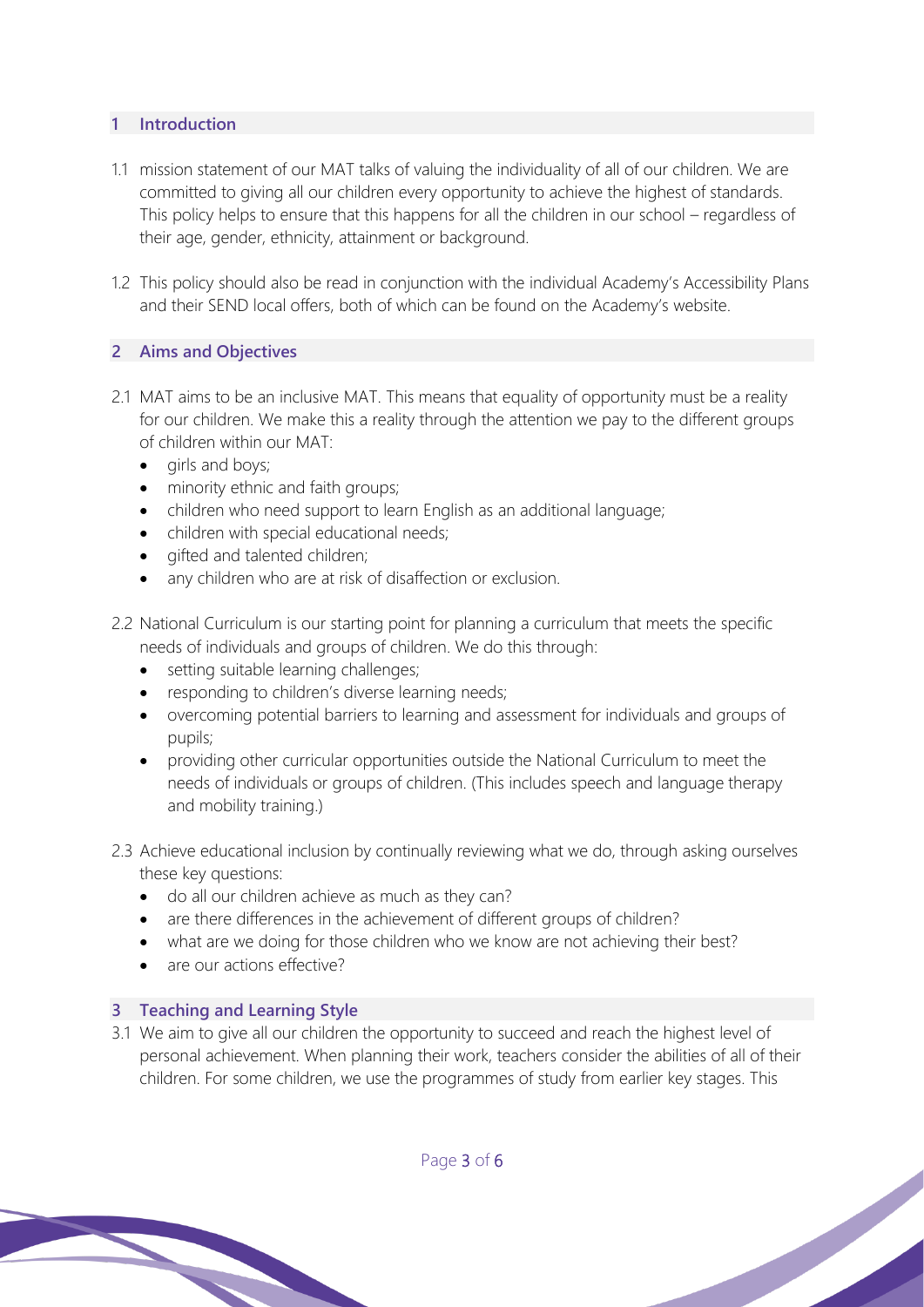## 1 Introduction

1.1 mission statement of our MAT talks of valuing the individuality of all of our children. We are committed to giving all our children every opportunity to achieve the highest of standards. This policy helps to ensure that this happens for all the children in our school – regardless of their age, gender, ethnicity, attainment or background.

1.2 This policy should also be read in conjunction with the individual Academy's Accessibility Plans and their SEND local offers, both of which can be found on the Academy's website.

## 2 Aims and Objectives

2.1 MAT aims to be an inclusive MAT. This means that equality of opportunity must be a reality for our children. We make this a reality through the attention we pay to the different groups of children within our MAT:

- girls and boys;
- minority ethnic and faith groups;
- children who need support to learn English as an additional language;
- children with special educational needs;
- gifted and talented children;
- any children who are at risk of disaffection or exclusion.

2.2 National Curriculum is our starting point for planning a curriculum that meets the specific needs of individuals and groups of children. We do this through:

- setting suitable learning challenges;
- responding to children's diverse learning needs;
- overcoming potential barriers to learning and assessment for individuals and groups of pupils;
- providing other curricular opportunities outside the National Curriculum to meet the needs of individuals or groups of children. (This includes speech and language therapy and mobility training.)

2.3 Achieve educational inclusion by continually reviewing what we do, through asking ourselves these key questions:

- do all our children achieve as much as they can?
- are there differences in the achievement of different groups of children?
- what are we doing for those children who we know are not achieving their best?
- are our actions effective?

## 3 Teaching and Learning Style

3.1 We aim to give all our children the opportunity to succeed and reach the highest level of personal achievement. When planning their work, teachers consider the abilities of all of their children. For some children, we use the programmes of study from earlier key stages. This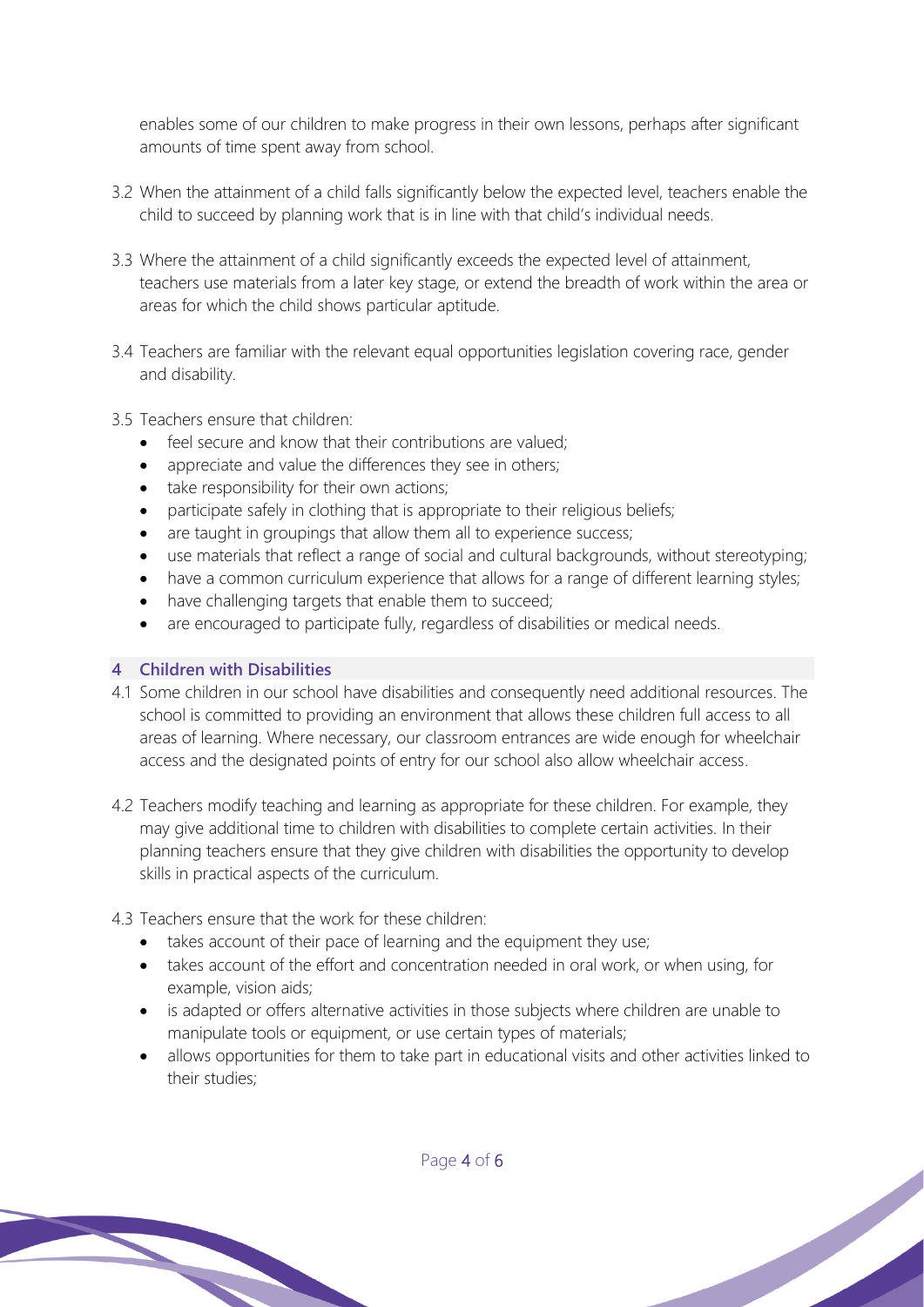enables some of our children to make progress in their own lessons, perhaps after significant amounts of time spent away from school.

3.2 When the attainment of a child falls significantly below the expected level, teachers enable the child to succeed by planning work that is in line with that child's individual needs.

3.3 Where the attainment of a child significantly exceeds the expected level of attainment, teachers use materials from a later key stage, or extend the breadth of work within the area or areas for which the child shows particular aptitude.

3.4 Teachers are familiar with the relevant equal opportunities legislation covering race, gender and disability.

3.5 Teachers ensure that children:

- feel secure and know that their contributions are valued;
- appreciate and value the differences they see in others;
- take responsibility for their own actions;
- participate safely in clothing that is appropriate to their religious beliefs;
- are taught in groupings that allow them all to experience success;
- use materials that reflect a range of social and cultural backgrounds, without stereotyping;
- have a common curriculum experience that allows for a range of different learning styles;
- have challenging targets that enable them to succeed;
- are encouraged to participate fully, regardless of disabilities or medical needs.

## 4 Children with Disabilities

4.1 Some children in our school have disabilities and consequently need additional resources. The school is committed to providing an environment that allows these children full access to all areas of learning. Where necessary, our classroom entrances are wide enough for wheelchair access and the designated points of entry for our school also allow wheelchair access.

4.2 Teachers modify teaching and learning as appropriate for these children. For example, they may give additional time to children with disabilities to complete certain activities. In their planning teachers ensure that they give children with disabilities the opportunity to develop skills in practical aspects of the curriculum.

4.3 Teachers ensure that the work for these children:

- takes account of their pace of learning and the equipment they use;
- takes account of the effort and concentration needed in oral work, or when using, for example, vision aids;
- is adapted or offers alternative activities in those subjects where children are unable to manipulate tools or equipment, or use certain types of materials;
- allows opportunities for them to take part in educational visits and other activities linked to their studies;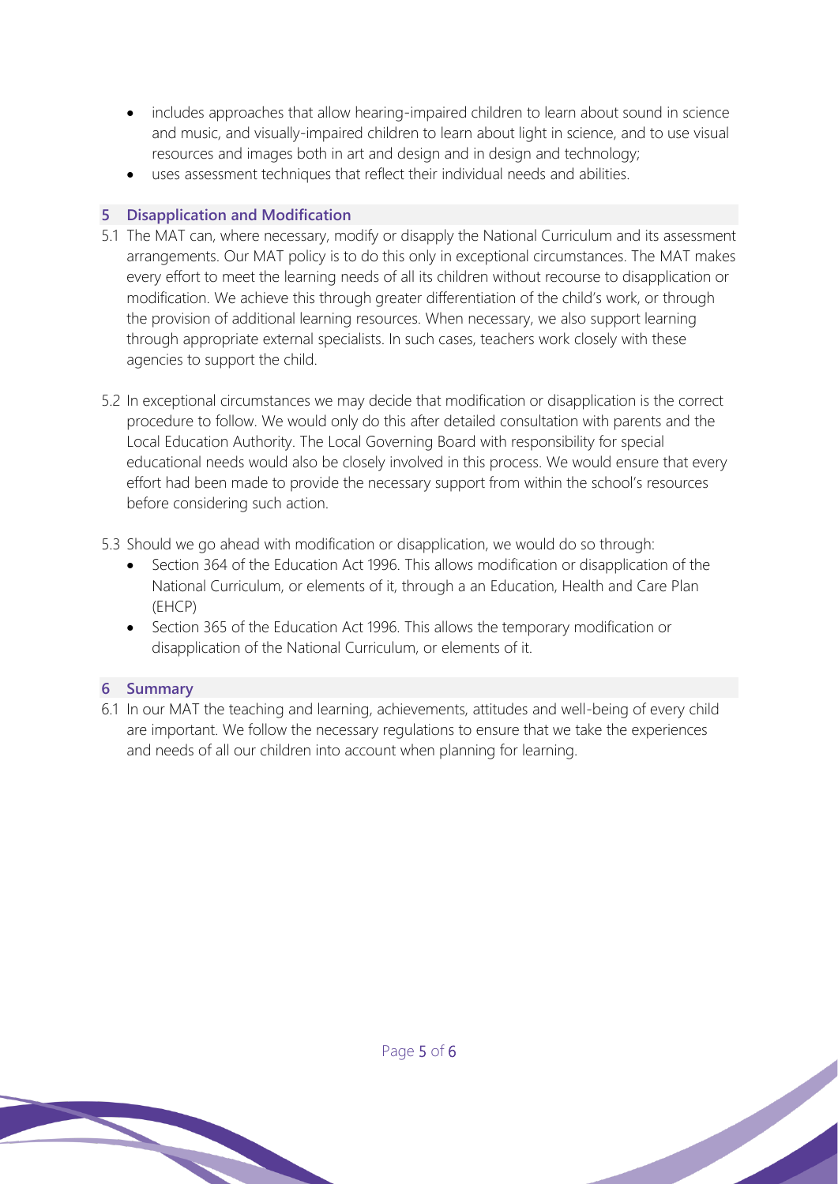- includes approaches that allow hearing-impaired children to learn about sound in science and music, and visually-impaired children to learn about light in science, and to use visual resources and images both in art and design and in design and technology;
- uses assessment techniques that reflect their individual needs and abilities.

## 5 Disapplication and Modification

5.1 The MAT can, where necessary, modify or disapply the National Curriculum and its assessment arrangements. Our MAT policy is to do this only in exceptional circumstances. The MAT makes every effort to meet the learning needs of all its children without recourse to disapplication or modification. We achieve this through greater differentiation of the child's work, or through the provision of additional learning resources. When necessary, we also support learning through appropriate external specialists. In such cases, teachers work closely with these agencies to support the child.

5.2 In exceptional circumstances we may decide that modification or disapplication is the correct procedure to follow. We would only do this after detailed consultation with parents and the Local Education Authority. The Local Governing Board with responsibility for special educational needs would also be closely involved in this process. We would ensure that every effort had been made to provide the necessary support from within the school's resources before considering such action.

5.3 Should we go ahead with modification or disapplication, we would do so through:

- Section 364 of the Education Act 1996. This allows modification or disapplication of the National Curriculum, or elements of it, through a an Education, Health and Care Plan (EHCP)
- Section 365 of the Education Act 1996. This allows the temporary modification or disapplication of the National Curriculum, or elements of it.

## 6 Summary

6.1 In our MAT the teaching and learning, achievements, attitudes and well-being of every child are important. We follow the necessary regulations to ensure that we take the experiences and needs of all our children into account when planning for learning.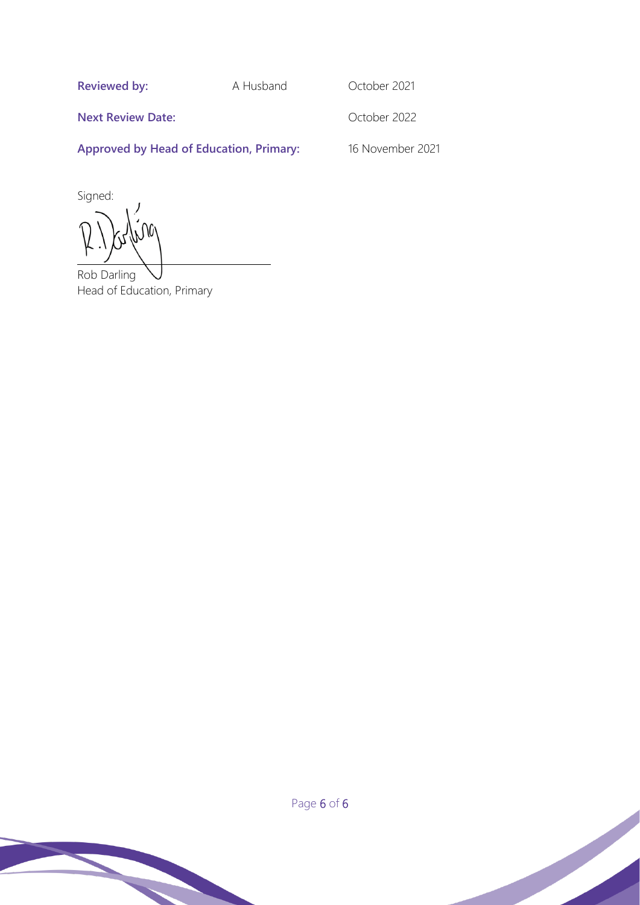| | | |
|---|---|---|
| **Reviewed by:** | A Husband | October 2021 |
| **Next Review Date:** | | October 2022 |
| **Approved by Head of Education, Primary:** | | 16 November 2021 |

Signed:

Rob Darling
Head of Education, Primary